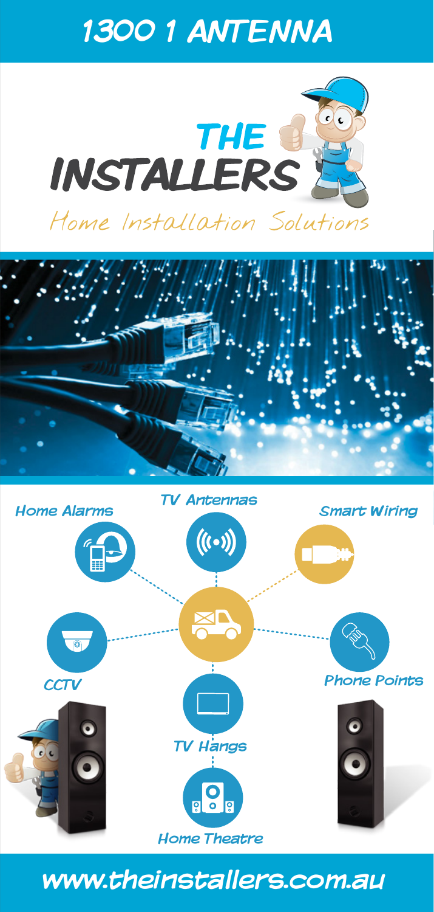# 1300 1 ANTENNA

## THE INSTALLERS

Home Installation Solutions

- Home Alarms
- TV Antennas
- Smart Wiring
- CCTV
- Phone Points
- TV Hangs
- Home Theatre

www.theinstallers.com.au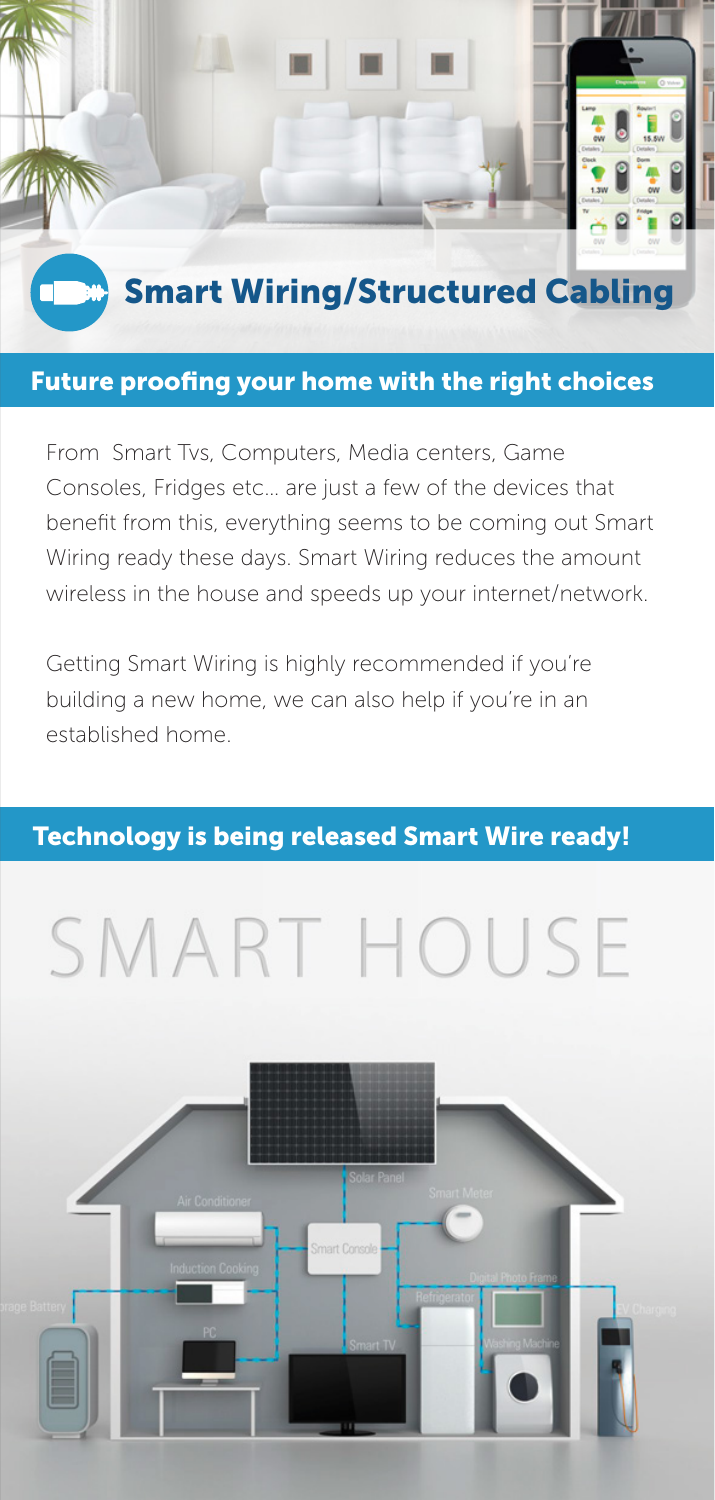## Smart Wiring/Structured Cabling

### Future proofing your home with the right choices

From Smart Tvs, Computers, Media centers, Game Consoles, Fridges etc... are just a few of the devices that benefit from this, everything seems to be coming out Smart Wiring ready these days. Smart Wiring reduces the amount wireless in the house and speeds up your internet/network.

Getting Smart Wiring is highly recommended if you're building a new home, we can also help if you're in an established home.

### Technology is being released Smart Wire ready!

# SMART HOUSE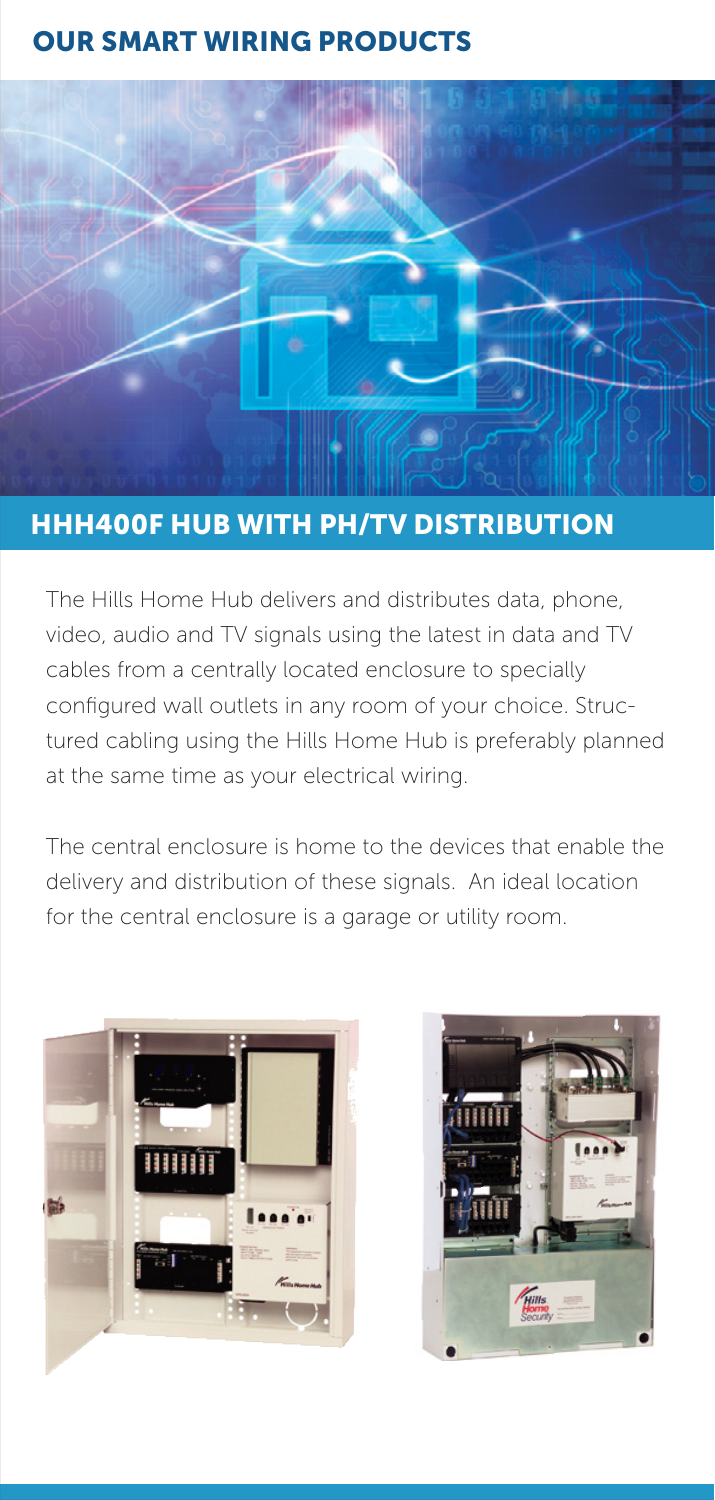# OUR SMART WIRING PRODUCTS

## HHH400F HUB WITH PH/TV DISTRIBUTION

The Hills Home Hub delivers and distributes data, phone, video, audio and TV signals using the latest in data and TV cables from a centrally located enclosure to specially configured wall outlets in any room of your choice. Structured cabling using the Hills Home Hub is preferably planned at the same time as your electrical wiring.

The central enclosure is home to the devices that enable the delivery and distribution of these signals. An ideal location for the central enclosure is a garage or utility room.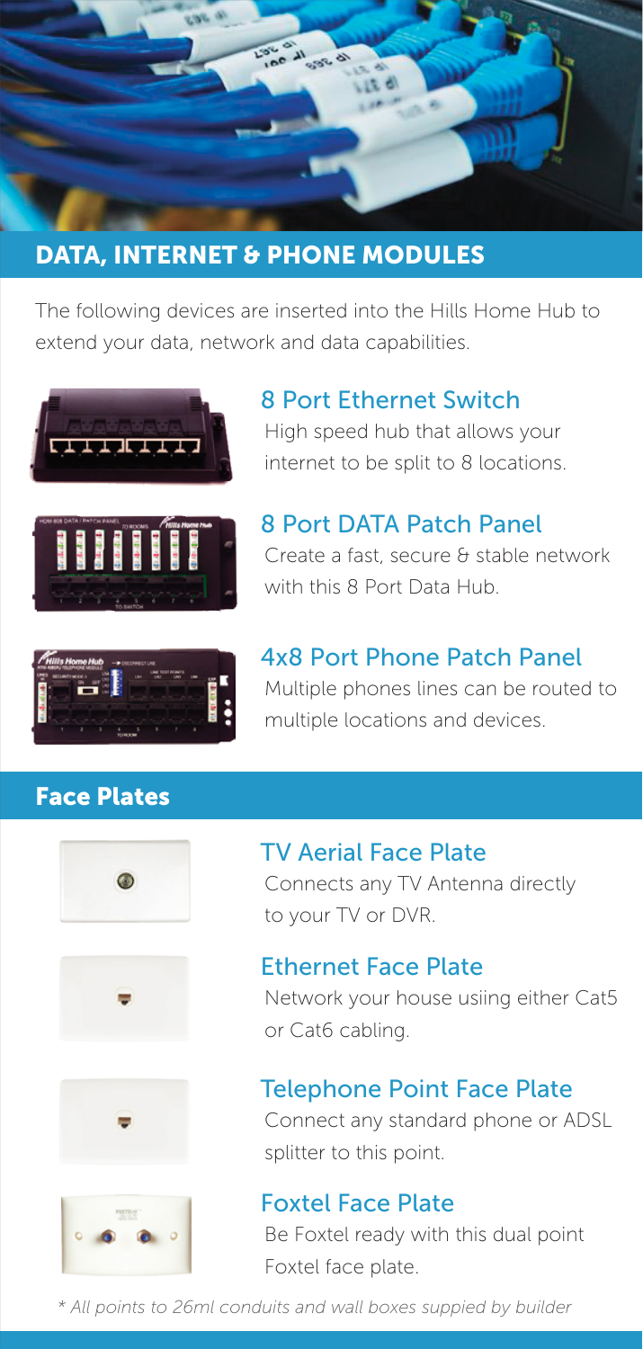## DATA, INTERNET & PHONE MODULES

The following devices are inserted into the Hills Home Hub to extend your data, network and data capabilities.

### 8 Port Ethernet Switch

High speed hub that allows your internet to be split to 8 locations.

### 8 Port DATA Patch Panel

Create a fast, secure & stable network with this 8 Port Data Hub.

### 4x8 Port Phone Patch Panel

Multiple phones lines can be routed to multiple locations and devices.

## Face Plates

### TV Aerial Face Plate

Connects any TV Antenna directly to your TV or DVR.

### Ethernet Face Plate

Network your house usiing either Cat5 or Cat6 cabling.

### Telephone Point Face Plate

Connect any standard phone or ADSL splitter to this point.

### Foxtel Face Plate

Be Foxtel ready with this dual point Foxtel face plate.

*\* All points to 26ml conduits and wall boxes suppied by builder*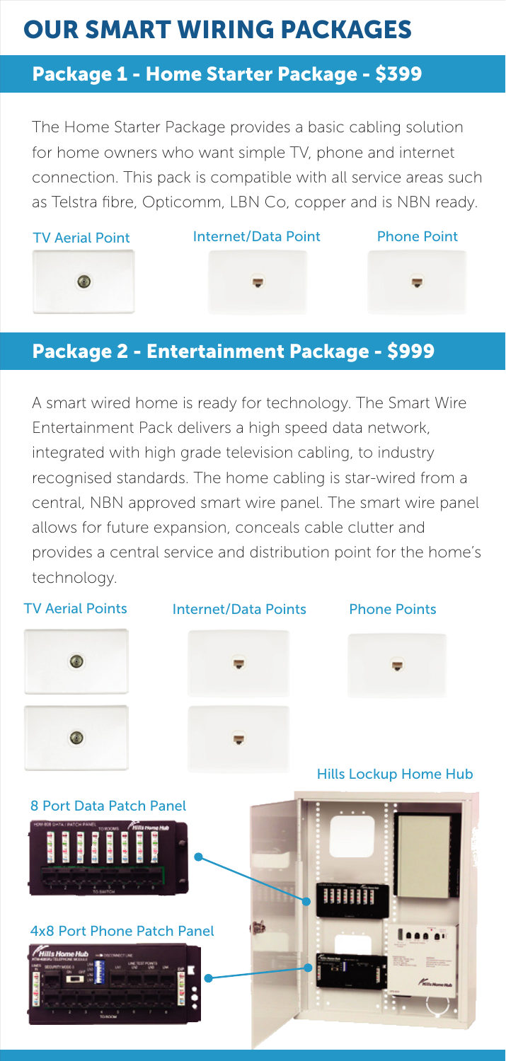# OUR SMART WIRING PACKAGES

## Package 1 - Home Starter Package - $399

The Home Starter Package provides a basic cabling solution for home owners who want simple TV, phone and internet connection. This pack is compatible with all service areas such as Telstra fibre, Opticomm, LBN Co, copper and is NBN ready.

TV Aerial Point

Internet/Data Point

Phone Point

## Package 2 - Entertainment Package - $999

A smart wired home is ready for technology. The Smart Wire Entertainment Pack delivers a high speed data network, integrated with high grade television cabling, to industry recognised standards. The home cabling is star-wired from a central, NBN approved smart wire panel. The smart wire panel allows for future expansion, conceals cable clutter and provides a central service and distribution point for the home's technology.

TV Aerial Points

Internet/Data Points

Phone Points

Hills Lockup Home Hub

8 Port Data Patch Panel

4x8 Port Phone Patch Panel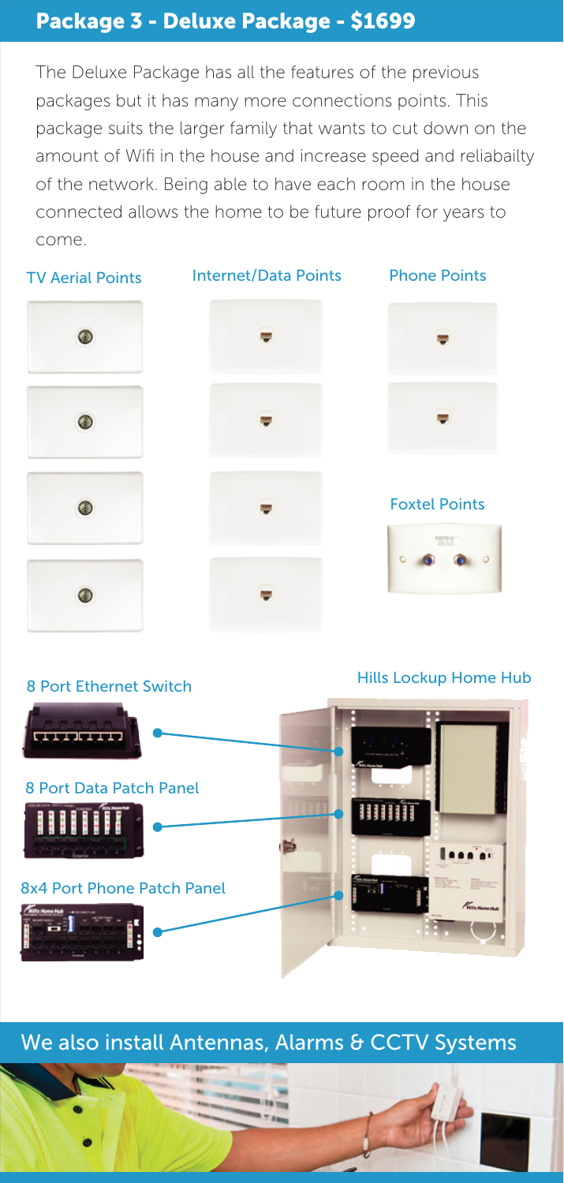## Package 3 - Deluxe Package - $1699

The Deluxe Package has all the features of the previous packages but it has many more connections points. This package suits the larger family that wants to cut down on the amount of Wifi in the house and increase speed and reliabailty of the network. Being able to have each room in the house connected allows the home to be future proof for years to come.

TV Aerial Points

Internet/Data Points

Phone Points

Foxtel Points

8 Port Ethernet Switch

Hills Lockup Home Hub

8 Port Data Patch Panel

8x4 Port Phone Patch Panel

## We also install Antennas, Alarms & CCTV Systems